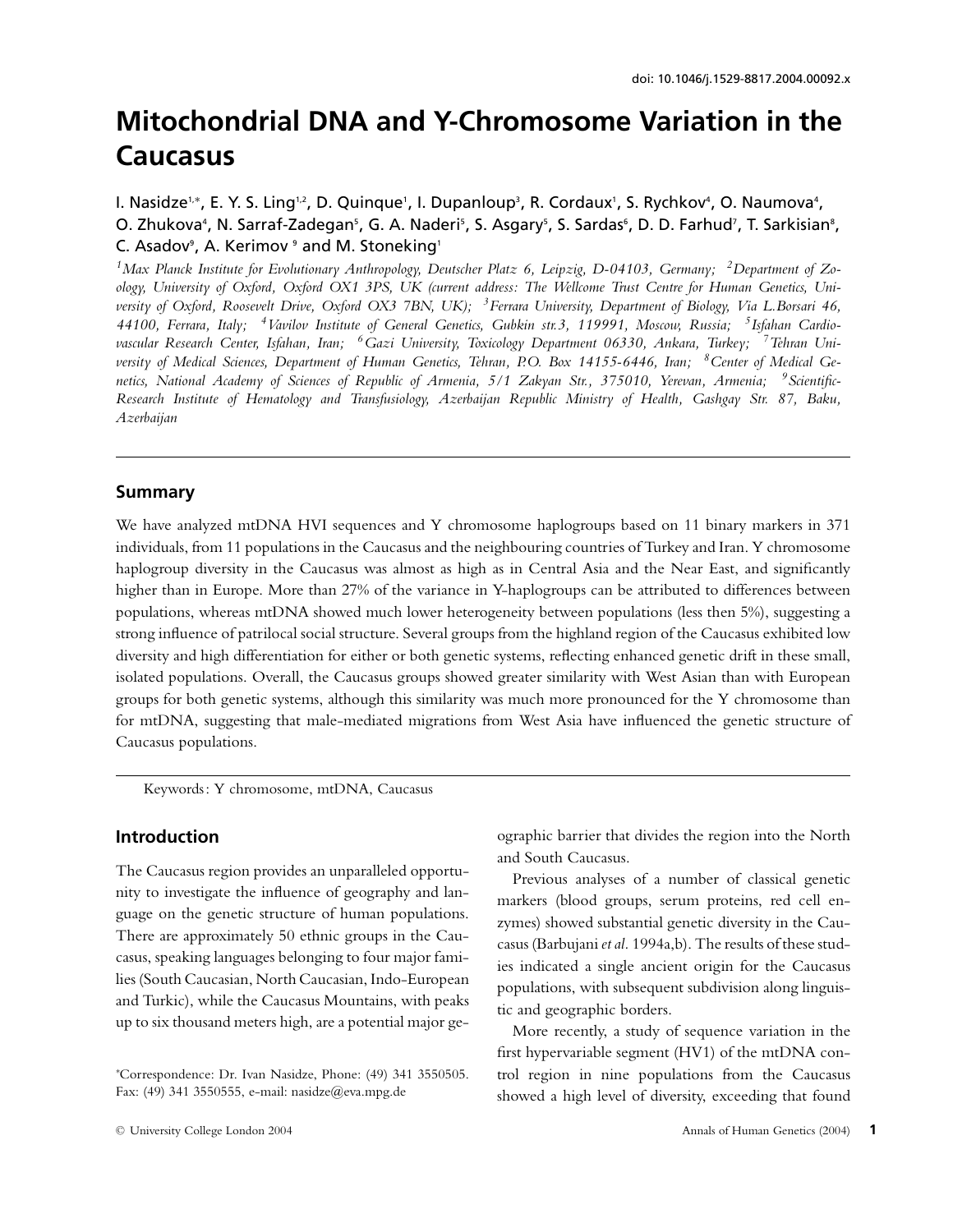doi: 10.1046/j.1529-8817.2004.00092.x

# Mitochondrial DNA and Y-Chromosome Variation in the Caucasus

I. Nasidze[1,*], E. Y. S. Ling[1,2], D. Quinque[1], I. Dupanloup[3], R. Cordaux[1], S. Rychkov[4], O. Naumova[4], O. Zhukova[4], N. Sarraf-Zadegan[5], G. A. Naderi[5], S. Asgary[5], S. Sardas[6], D. D. Farhud[7], T. Sarkisian[8], C. Asadov[9], A. Kerimov[9] and M. Stoneking[1]

[1]*Max Planck Institute for Evolutionary Anthropology, Deutscher Platz 6, Leipzig, D-04103, Germany;* [2]*Department of Zoology, University of Oxford, Oxford OX1 3PS, UK (current address: The Wellcome Trust Centre for Human Genetics, University of Oxford, Roosevelt Drive, Oxford OX3 7BN, UK);* [3]*Ferrara University, Department of Biology, Via L.Borsari 46, 44100, Ferrara, Italy;* [4]*Vavilov Institute of General Genetics, Gubkin str.3, 119991, Moscow, Russia;* [5]*Isfahan Cardiovascular Research Center, Isfahan, Iran;* [6]*Gazi University, Toxicology Department 06330, Ankara, Turkey;* [7]*Tehran University of Medical Sciences, Department of Human Genetics, Tehran, P.O. Box 14155-6446, Iran;* [8]*Center of Medical Genetics, National Academy of Sciences of Republic of Armenia, 5/1 Zakyan Str., 375010, Yerevan, Armenia;* [9]*Scientific-Research Institute of Hematology and Transfusiology, Azerbaijan Republic Ministry of Health, Gashgay Str. 87, Baku, Azerbaijan*

## Summary

We have analyzed mtDNA HVI sequences and Y chromosome haplogroups based on 11 binary markers in 371 individuals, from 11 populations in the Caucasus and the neighbouring countries of Turkey and Iran. Y chromosome haplogroup diversity in the Caucasus was almost as high as in Central Asia and the Near East, and significantly higher than in Europe. More than 27% of the variance in Y-haplogroups can be attributed to differences between populations, whereas mtDNA showed much lower heterogeneity between populations (less then 5%), suggesting a strong influence of patrilocal social structure. Several groups from the highland region of the Caucasus exhibited low diversity and high differentiation for either or both genetic systems, reflecting enhanced genetic drift in these small, isolated populations. Overall, the Caucasus groups showed greater similarity with West Asian than with European groups for both genetic systems, although this similarity was much more pronounced for the Y chromosome than for mtDNA, suggesting that male-mediated migrations from West Asia have influenced the genetic structure of Caucasus populations.

Keywords: Y chromosome, mtDNA, Caucasus

## Introduction

The Caucasus region provides an unparalleled opportunity to investigate the influence of geography and language on the genetic structure of human populations. There are approximately 50 ethnic groups in the Caucasus, speaking languages belonging to four major families (South Caucasian, North Caucasian, Indo-European and Turkic), while the Caucasus Mountains, with peaks up to six thousand meters high, are a potential major geographic barrier that divides the region into the North and South Caucasus.

Previous analyses of a number of classical genetic markers (blood groups, serum proteins, red cell enzymes) showed substantial genetic diversity in the Caucasus (Barbujani *et al*. 1994a,b). The results of these studies indicated a single ancient origin for the Caucasus populations, with subsequent subdivision along linguistic and geographic borders.

More recently, a study of sequence variation in the first hypervariable segment (HV1) of the mtDNA control region in nine populations from the Caucasus showed a high level of diversity, exceeding that found

*Correspondence: Dr. Ivan Nasidze, Phone: (49) 341 3550505. Fax: (49) 341 3550555, e-mail: nasidze@eva.mpg.de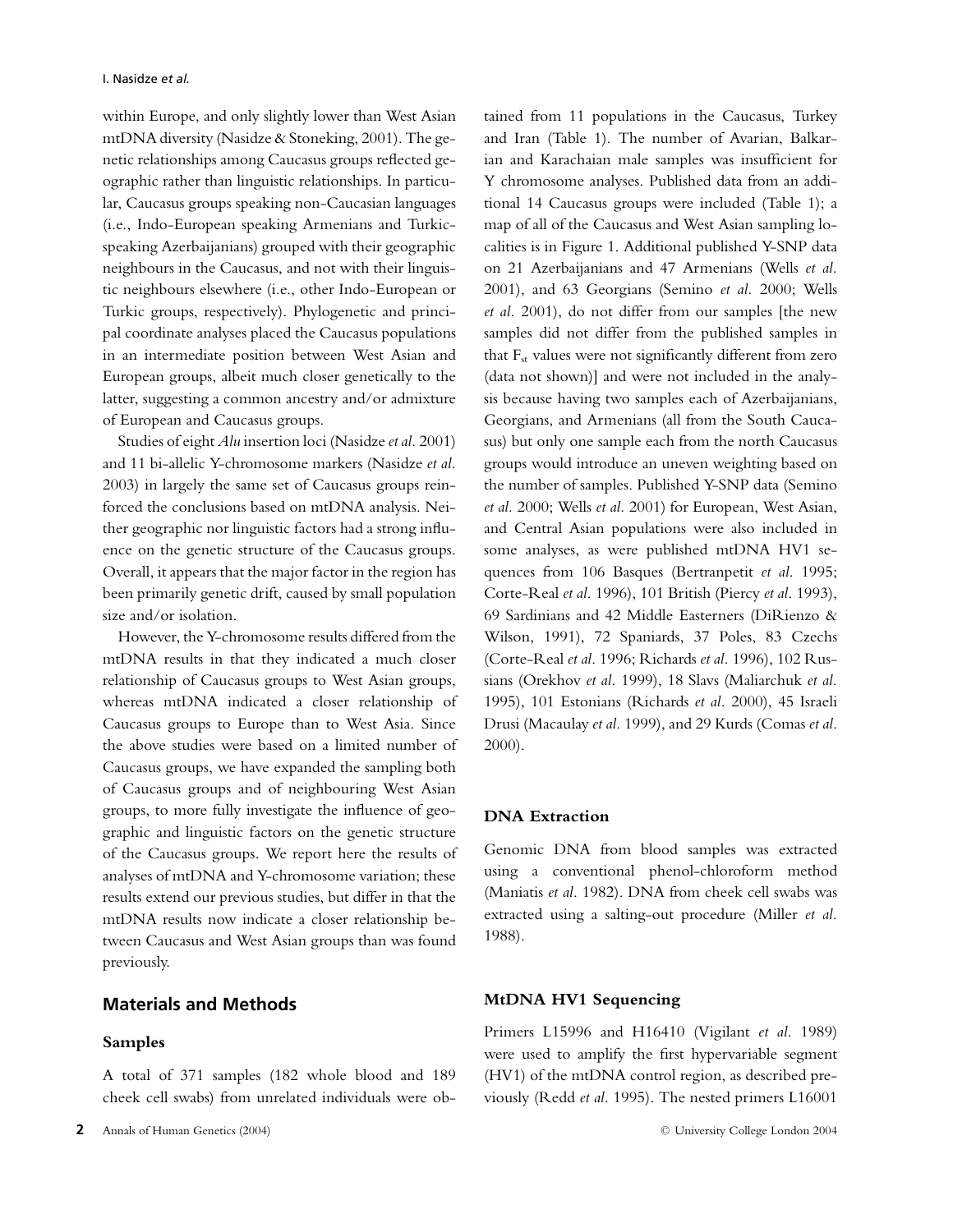within Europe, and only slightly lower than West Asian mtDNA diversity (Nasidze & Stoneking, 2001). The genetic relationships among Caucasus groups reflected geographic rather than linguistic relationships. In particular, Caucasus groups speaking non-Caucasian languages (i.e., Indo-European speaking Armenians and Turkic-speaking Azerbaijanians) grouped with their geographic neighbours in the Caucasus, and not with their linguistic neighbours elsewhere (i.e., other Indo-European or Turkic groups, respectively). Phylogenetic and principal coordinate analyses placed the Caucasus populations in an intermediate position between West Asian and European groups, albeit much closer genetically to the latter, suggesting a common ancestry and/or admixture of European and Caucasus groups.

Studies of eight *Alu* insertion loci (Nasidze *et al.* 2001) and 11 bi-allelic Y-chromosome markers (Nasidze *et al.* 2003) in largely the same set of Caucasus groups reinforced the conclusions based on mtDNA analysis. Neither geographic nor linguistic factors had a strong influence on the genetic structure of the Caucasus groups. Overall, it appears that the major factor in the region has been primarily genetic drift, caused by small population size and/or isolation.

However, the Y-chromosome results differed from the mtDNA results in that they indicated a much closer relationship of Caucasus groups to West Asian groups, whereas mtDNA indicated a closer relationship of Caucasus groups to Europe than to West Asia. Since the above studies were based on a limited number of Caucasus groups, we have expanded the sampling both of Caucasus groups and of neighbouring West Asian groups, to more fully investigate the influence of geographic and linguistic factors on the genetic structure of the Caucasus groups. We report here the results of analyses of mtDNA and Y-chromosome variation; these results extend our previous studies, but differ in that the mtDNA results now indicate a closer relationship between Caucasus and West Asian groups than was found previously.

## Materials and Methods

### Samples

A total of 371 samples (182 whole blood and 189 cheek cell swabs) from unrelated individuals were obtained from 11 populations in the Caucasus, Turkey and Iran (Table 1). The number of Avarian, Balkarian and Karachaian male samples was insufficient for Y chromosome analyses. Published data from an additional 14 Caucasus groups were included (Table 1); a map of all of the Caucasus and West Asian sampling localities is in Figure 1. Additional published Y-SNP data on 21 Azerbaijanians and 47 Armenians (Wells *et al.* 2001), and 63 Georgians (Semino *et al.* 2000; Wells *et al.* 2001), do not differ from our samples [the new samples did not differ from the published samples in that $F_{st}$ values were not significantly different from zero (data not shown)] and were not included in the analysis because having two samples each of Azerbaijanians, Georgians, and Armenians (all from the South Caucasus) but only one sample each from the north Caucasus groups would introduce an uneven weighting based on the number of samples. Published Y-SNP data (Semino *et al.* 2000; Wells *et al.* 2001) for European, West Asian, and Central Asian populations were also included in some analyses, as were published mtDNA HV1 sequences from 106 Basques (Bertranpetit *et al.* 1995; Corte-Real *et al.* 1996), 101 British (Piercy *et al.* 1993), 69 Sardinians and 42 Middle Easterners (DiRienzo & Wilson, 1991), 72 Spaniards, 37 Poles, 83 Czechs (Corte-Real *et al.* 1996; Richards *et al.* 1996), 102 Russians (Orekhov *et al.* 1999), 18 Slavs (Maliarchuk *et al.* 1995), 101 Estonians (Richards *et al.* 2000), 45 Israeli Drusi (Macaulay *et al.* 1999), and 29 Kurds (Comas *et al.* 2000).

### DNA Extraction

Genomic DNA from blood samples was extracted using a conventional phenol-chloroform method (Maniatis *et al.* 1982). DNA from cheek cell swabs was extracted using a salting-out procedure (Miller *et al.* 1988).

### MtDNA HV1 Sequencing

Primers L15996 and H16410 (Vigilant *et al.* 1989) were used to amplify the first hypervariable segment (HV1) of the mtDNA control region, as described previously (Redd *et al.* 1995). The nested primers L16001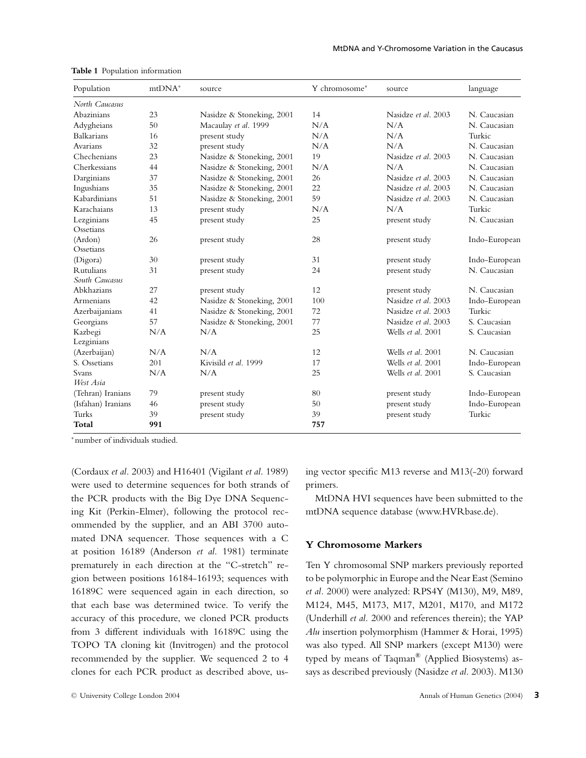**Table 1** Population information

| Population | mtDNA* | source | Y chromosome* | source | language |
|---|---|---|---|---|---|
| *North Caucasus* | | | | | |
| Abazinians | 23 | Nasidze & Stoneking, 2001 | 14 | Nasidze *et al.* 2003 | N. Caucasian |
| Adygheians | 50 | Macaulay *et al.* 1999 | N/A | N/A | N. Caucasian |
| Balkarians | 16 | present study | N/A | N/A | Turkic |
| Avarians | 32 | present study | N/A | N/A | N. Caucasian |
| Chechenians | 23 | Nasidze & Stoneking, 2001 | 19 | Nasidze *et al.* 2003 | N. Caucasian |
| Cherkessians | 44 | Nasidze & Stoneking, 2001 | N/A | N/A | N. Caucasian |
| Darginians | 37 | Nasidze & Stoneking, 2001 | 26 | Nasidze *et al.* 2003 | N. Caucasian |
| Ingushians | 35 | Nasidze & Stoneking, 2001 | 22 | Nasidze *et al.* 2003 | N. Caucasian |
| Kabardinians | 51 | Nasidze & Stoneking, 2001 | 59 | Nasidze *et al.* 2003 | N. Caucasian |
| Karachaians | 13 | present study | N/A | N/A | Turkic |
| Lezginians | 45 | present study | 25 | present study | N. Caucasian |
| Ossetians (Ardon) | 26 | present study | 28 | present study | Indo-European |
| Ossetians (Digora) | 30 | present study | 31 | present study | Indo-European |
| Rutulians | 31 | present study | 24 | present study | N. Caucasian |
| *South Caucasus* | | | | | |
| Abkhazians | 27 | present study | 12 | present study | N. Caucasian |
| Armenians | 42 | Nasidze & Stoneking, 2001 | 100 | Nasidze *et al.* 2003 | Indo-European |
| Azerbaijanians | 41 | Nasidze & Stoneking, 2001 | 72 | Nasidze *et al.* 2003 | Turkic |
| Georgians | 57 | Nasidze & Stoneking, 2001 | 77 | Nasidze *et al.* 2003 | S. Caucasian |
| Kazbegi | N/A | N/A | 25 | Wells *et al.* 2001 | S. Caucasian |
| Lezginians (Azerbaijan) | N/A | N/A | 12 | Wells *et al.* 2001 | N. Caucasian |
| S. Ossetians | 201 | Kivisild *et al.* 1999 | 17 | Wells *et al.* 2001 | Indo-European |
| Svans | N/A | N/A | 25 | Wells *et al.* 2001 | S. Caucasian |
| *West Asia* | | | | | |
| (Tehran) Iranians | 79 | present study | 80 | present study | Indo-European |
| (Isfahan) Iranians | 46 | present study | 50 | present study | Indo-European |
| Turks | 39 | present study | 39 | present study | Turkic |
| **Total** | **991** | | **757** | | |

*number of individuals studied.

(Cordaux *et al.* 2003) and H16401 (Vigilant *et al.* 1989) were used to determine sequences for both strands of the PCR products with the Big Dye DNA Sequencing Kit (Perkin-Elmer), following the protocol recommended by the supplier, and an ABI 3700 automated DNA sequencer. Those sequences with a C at position 16189 (Anderson *et al.* 1981) terminate prematurely in each direction at the "C-stretch" region between positions 16184-16193; sequences with 16189C were sequenced again in each direction, so that each base was determined twice. To verify the accuracy of this procedure, we cloned PCR products from 3 different individuals with 16189C using the TOPO TA cloning kit (Invitrogen) and the protocol recommended by the supplier. We sequenced 2 to 4 clones for each PCR product as described above, using vector specific M13 reverse and M13(-20) forward primers.

MtDNA HVI sequences have been submitted to the mtDNA sequence database (www.HVRbase.de).

## Y Chromosome Markers

Ten Y chromosomal SNP markers previously reported to be polymorphic in Europe and the Near East (Semino *et al.* 2000) were analyzed: RPS4Y (M130), M9, M89, M124, M45, M173, M17, M201, M170, and M172 (Underhill *et al.* 2000 and references therein); the YAP *Alu* insertion polymorphism (Hammer & Horai, 1995) was also typed. All SNP markers (except M130) were typed by means of Taqman® (Applied Biosystems) assays as described previously (Nasidze *et al.* 2003). M130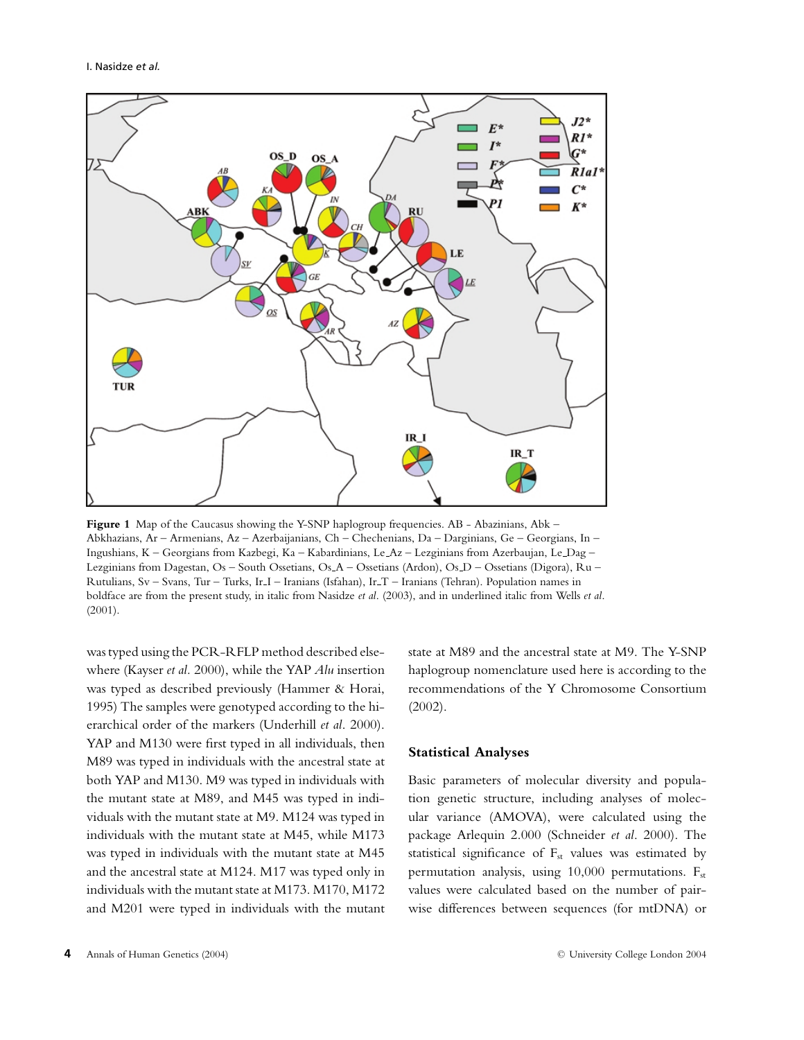**Figure 1** Map of the Caucasus showing the Y-SNP haplogroup frequencies. AB - Abazinians, Abk – Abkhazians, Ar – Armenians, Az – Azerbaijanians, Ch – Chechenians, Da – Darginians, Ge – Georgians, In – Ingushians, K – Georgians from Kazbegi, Ka – Kabardinians, Le_Az – Lezginians from Azerbaujan, Le_Dag – Lezginians from Dagestan, Os – South Ossetians, Os_A – Ossetians (Ardon), Os_D – Ossetians (Digora), Ru – Rutulians, Sv – Svans, Tur – Turks, Ir_I – Iranians (Isfahan), Ir_T – Iranians (Tehran). Population names in boldface are from the present study, in italic from Nasidze *et al*. (2003), and in underlined italic from Wells *et al*. (2001).

was typed using the PCR-RFLP method described elsewhere (Kayser *et al.* 2000), while the YAP *Alu* insertion was typed as described previously (Hammer & Horai, 1995) The samples were genotyped according to the hierarchical order of the markers (Underhill *et al*. 2000). YAP and M130 were first typed in all individuals, then M89 was typed in individuals with the ancestral state at both YAP and M130. M9 was typed in individuals with the mutant state at M89, and M45 was typed in individuals with the mutant state at M9. M124 was typed in individuals with the mutant state at M45, while M173 was typed in individuals with the mutant state at M45 and the ancestral state at M124. M17 was typed only in individuals with the mutant state at M173. M170, M172 and M201 were typed in individuals with the mutant state at M89 and the ancestral state at M9. The Y-SNP haplogroup nomenclature used here is according to the recommendations of the Y Chromosome Consortium (2002).

### Statistical Analyses

Basic parameters of molecular diversity and population genetic structure, including analyses of molecular variance (AMOVA), were calculated using the package Arlequin 2.000 (Schneider *et al*. 2000). The statistical significance of $F_{st}$ values was estimated by permutation analysis, using 10,000 permutations. $F_{st}$ values were calculated based on the number of pairwise differences between sequences (for mtDNA) or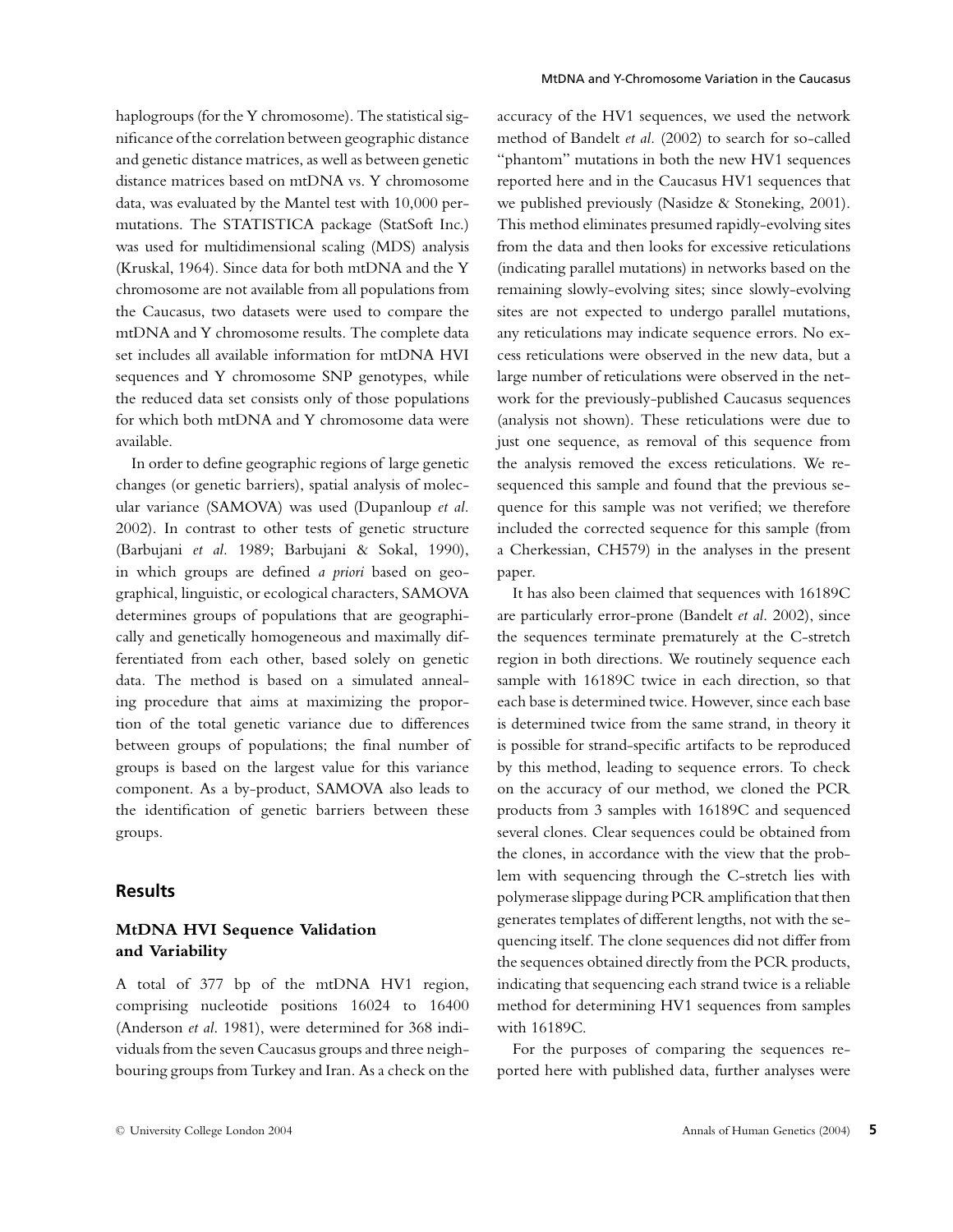haplogroups (for the Y chromosome). The statistical significance of the correlation between geographic distance and genetic distance matrices, as well as between genetic distance matrices based on mtDNA vs. Y chromosome data, was evaluated by the Mantel test with 10,000 permutations. The STATISTICA package (StatSoft Inc.) was used for multidimensional scaling (MDS) analysis (Kruskal, 1964). Since data for both mtDNA and the Y chromosome are not available from all populations from the Caucasus, two datasets were used to compare the mtDNA and Y chromosome results. The complete data set includes all available information for mtDNA HVI sequences and Y chromosome SNP genotypes, while the reduced data set consists only of those populations for which both mtDNA and Y chromosome data were available.

In order to define geographic regions of large genetic changes (or genetic barriers), spatial analysis of molecular variance (SAMOVA) was used (Dupanloup *et al.* 2002). In contrast to other tests of genetic structure (Barbujani *et al.* 1989; Barbujani & Sokal, 1990), in which groups are defined *a priori* based on geographical, linguistic, or ecological characters, SAMOVA determines groups of populations that are geographically and genetically homogeneous and maximally differentiated from each other, based solely on genetic data. The method is based on a simulated annealing procedure that aims at maximizing the proportion of the total genetic variance due to differences between groups of populations; the final number of groups is based on the largest value for this variance component. As a by-product, SAMOVA also leads to the identification of genetic barriers between these groups.

## Results

### MtDNA HVI Sequence Validation and Variability

A total of 377 bp of the mtDNA HV1 region, comprising nucleotide positions 16024 to 16400 (Anderson *et al.* 1981), were determined for 368 individuals from the seven Caucasus groups and three neighbouring groups from Turkey and Iran. As a check on the accuracy of the HV1 sequences, we used the network method of Bandelt *et al.* (2002) to search for so-called "phantom" mutations in both the new HV1 sequences reported here and in the Caucasus HV1 sequences that we published previously (Nasidze & Stoneking, 2001). This method eliminates presumed rapidly-evolving sites from the data and then looks for excessive reticulations (indicating parallel mutations) in networks based on the remaining slowly-evolving sites; since slowly-evolving sites are not expected to undergo parallel mutations, any reticulations may indicate sequence errors. No excess reticulations were observed in the new data, but a large number of reticulations were observed in the network for the previously-published Caucasus sequences (analysis not shown). These reticulations were due to just one sequence, as removal of this sequence from the analysis removed the excess reticulations. We resequenced this sample and found that the previous sequence for this sample was not verified; we therefore included the corrected sequence for this sample (from a Cherkessian, CH579) in the analyses in the present paper.

It has also been claimed that sequences with 16189C are particularly error-prone (Bandelt *et al.* 2002), since the sequences terminate prematurely at the C-stretch region in both directions. We routinely sequence each sample with 16189C twice in each direction, so that each base is determined twice. However, since each base is determined twice from the same strand, in theory it is possible for strand-specific artifacts to be reproduced by this method, leading to sequence errors. To check on the accuracy of our method, we cloned the PCR products from 3 samples with 16189C and sequenced several clones. Clear sequences could be obtained from the clones, in accordance with the view that the problem with sequencing through the C-stretch lies with polymerase slippage during PCR amplification that then generates templates of different lengths, not with the sequencing itself. The clone sequences did not differ from the sequences obtained directly from the PCR products, indicating that sequencing each strand twice is a reliable method for determining HV1 sequences from samples with 16189C.

For the purposes of comparing the sequences reported here with published data, further analyses were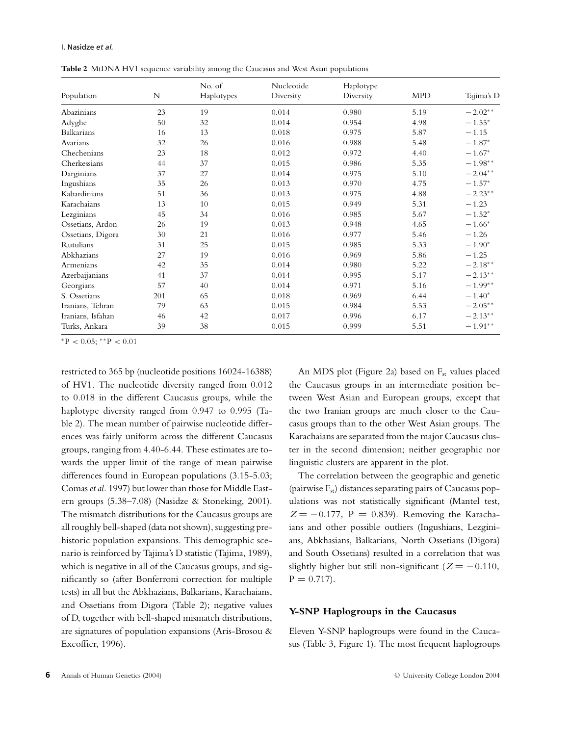**Table 2** MtDNA HV1 sequence variability among the Caucasus and West Asian populations

| Population | N | No. of Haplotypes | Nucleotide Diversity | Haplotype Diversity | MPD | Tajima's D |
|---|---|---|---|---|---|---|
| Abazinians | 23 | 19 | 0.014 | 0.980 | 5.19 | $-2.02^{**}$ |
| Adyghe | 50 | 32 | 0.014 | 0.954 | 4.98 | $-1.55^{*}$ |
| Balkarians | 16 | 13 | 0.018 | 0.975 | 5.87 | $-1.15$ |
| Avarians | 32 | 26 | 0.016 | 0.988 | 5.48 | $-1.87^{*}$ |
| Chechenians | 23 | 18 | 0.012 | 0.972 | 4.40 | $-1.67^{*}$ |
| Cherkessians | 44 | 37 | 0.015 | 0.986 | 5.35 | $-1.98^{**}$ |
| Darginians | 37 | 27 | 0.014 | 0.975 | 5.10 | $-2.04^{**}$ |
| Ingushians | 35 | 26 | 0.013 | 0.970 | 4.75 | $-1.57^{*}$ |
| Kabardinians | 51 | 36 | 0.013 | 0.975 | 4.88 | $-2.23^{**}$ |
| Karachaians | 13 | 10 | 0.015 | 0.949 | 5.31 | $-1.23$ |
| Lezginians | 45 | 34 | 0.016 | 0.985 | 5.67 | $-1.52^{*}$ |
| Ossetians, Ardon | 26 | 19 | 0.013 | 0.948 | 4.65 | $-1.66^{*}$ |
| Ossetians, Digora | 30 | 21 | 0.016 | 0.977 | 5.46 | $-1.26$ |
| Rutulians | 31 | 25 | 0.015 | 0.985 | 5.33 | $-1.90^{*}$ |
| Abkhazians | 27 | 19 | 0.016 | 0.969 | 5.86 | $-1.25$ |
| Armenians | 42 | 35 | 0.014 | 0.980 | 5.22 | $-2.18^{**}$ |
| Azerbaijanians | 41 | 37 | 0.014 | 0.995 | 5.17 | $-2.13^{**}$ |
| Georgians | 57 | 40 | 0.014 | 0.971 | 5.16 | $-1.99^{**}$ |
| S. Ossetians | 201 | 65 | 0.018 | 0.969 | 6.44 | $-1.40^{*}$ |
| Iranians, Tehran | 79 | 63 | 0.015 | 0.984 | 5.53 | $-2.05^{**}$ |
| Iranians, Isfahan | 46 | 42 | 0.017 | 0.996 | 6.17 | $-2.13^{**}$ |
| Turks, Ankara | 39 | 38 | 0.015 | 0.999 | 5.51 | $-1.91^{**}$ |

$^{*}P < 0.05$; $^{**}P < 0.01$

restricted to 365 bp (nucleotide positions 16024-16388) of HV1. The nucleotide diversity ranged from 0.012 to 0.018 in the different Caucasus groups, while the haplotype diversity ranged from 0.947 to 0.995 (Table 2). The mean number of pairwise nucleotide differences was fairly uniform across the different Caucasus groups, ranging from 4.40-6.44. These estimates are towards the upper limit of the range of mean pairwise differences found in European populations (3.15-5.03; Comas *et al*. 1997) but lower than those for Middle Eastern groups (5.38–7.08) (Nasidze & Stoneking, 2001). The mismatch distributions for the Caucasus groups are all roughly bell-shaped (data not shown), suggesting prehistoric population expansions. This demographic scenario is reinforced by Tajima's D statistic (Tajima, 1989), which is negative in all of the Caucasus groups, and significantly so (after Bonferroni correction for multiple tests) in all but the Abkhazians, Balkarians, Karachaians, and Ossetians from Digora (Table 2); negative values of D, together with bell-shaped mismatch distributions, are signatures of population expansions (Aris-Brosou & Excoffier, 1996).

An MDS plot (Figure 2a) based on $F_{st}$ values placed the Caucasus groups in an intermediate position between West Asian and European groups, except that the two Iranian groups are much closer to the Caucasus groups than to the other West Asian groups. The Karachaians are separated from the major Caucasus cluster in the second dimension; neither geographic nor linguistic clusters are apparent in the plot.

The correlation between the geographic and genetic (pairwise $F_{st}$) distances separating pairs of Caucasus populations was not statistically significant (Mantel test, $Z = -0.177$, $P = 0.839$). Removing the Karachaians and other possible outliers (Ingushians, Lezginians, Abkhasians, Balkarians, North Ossetians (Digora) and South Ossetians) resulted in a correlation that was slightly higher but still non-significant ($Z = -0.110$, $P = 0.717$).

## Y-SNP Haplogroups in the Caucasus

Eleven Y-SNP haplogroups were found in the Caucasus (Table 3, Figure 1). The most frequent haplogroups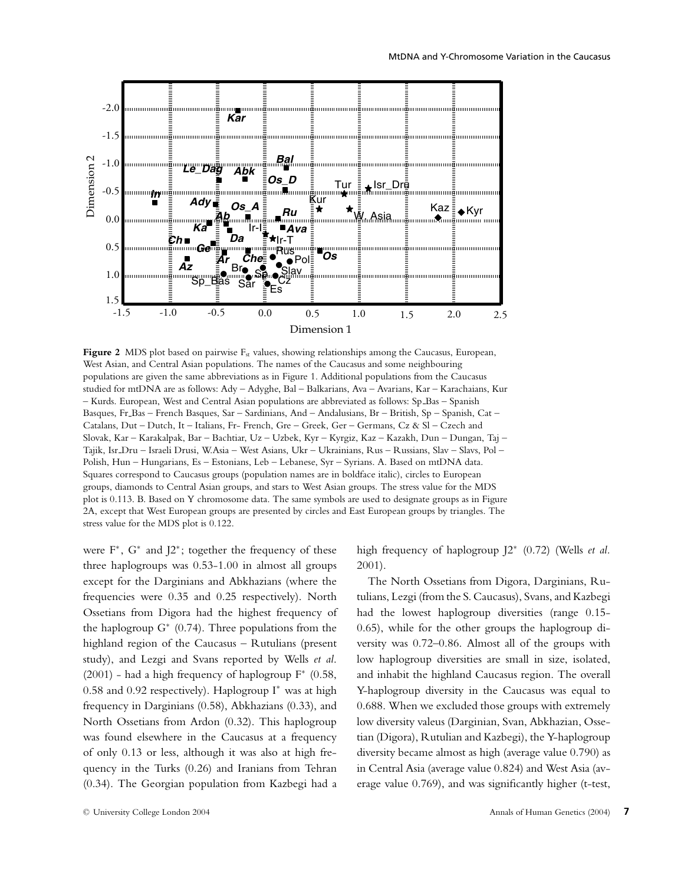**Figure 2** MDS plot based on pairwise $F_{st}$ values, showing relationships among the Caucasus, European, West Asian, and Central Asian populations. The names of the Caucasus and some neighbouring populations are given the same abbreviations as in Figure 1. Additional populations from the Caucasus studied for mtDNA are as follows: Ady – Adyghe, Bal – Balkarians, Ava – Avarians, Kar – Karachaians, Kur – Kurds. European, West and Central Asian populations are abbreviated as follows: Sp_Bas – Spanish Basques, Fr_Bas – French Basques, Sar – Sardinians, And – Andalusians, Br – British, Sp – Spanish, Cat – Catalans, Dut – Dutch, It – Italians, Fr- French, Gre – Greek, Ger – Germans, Cz & Sl – Czech and Slovak, Kar – Karakalpak, Bar – Bachtiar, Uz – Uzbek, Kyr – Kyrgiz, Kaz – Kazakh, Dun – Dungan, Taj – Tajik, Isr_Dru – Israeli Drusi, W.Asia – West Asians, Ukr – Ukrainians, Rus – Russians, Slav – Slavs, Pol – Polish, Hun – Hungarians, Es – Estonians, Leb – Lebanese, Syr – Syrians. A. Based on mtDNA data. Squares correspond to Caucasus groups (population names are in boldface italic), circles to European groups, diamonds to Central Asian groups, and stars to West Asian groups. The stress value for the MDS plot is 0.113. B. Based on Y chromosome data. The same symbols are used to designate groups as in Figure 2A, except that West European groups are presented by circles and East European groups by triangles. The stress value for the MDS plot is 0.122.

were F*, G* and J2*; together the frequency of these three haplogroups was 0.53-1.00 in almost all groups except for the Darginians and Abkhazians (where the frequencies were 0.35 and 0.25 respectively). North Ossetians from Digora had the highest frequency of the haplogroup G* (0.74). Three populations from the highland region of the Caucasus – Rutulians (present study), and Lezgi and Svans reported by Wells *et al.* (2001) - had a high frequency of haplogroup F* (0.58, 0.58 and 0.92 respectively). Haplogroup I* was at high frequency in Darginians (0.58), Abkhazians (0.33), and North Ossetians from Ardon (0.32). This haplogroup was found elsewhere in the Caucasus at a frequency of only 0.13 or less, although it was also at high frequency in the Turks (0.26) and Iranians from Tehran (0.34). The Georgian population from Kazbegi had a high frequency of haplogroup J2* (0.72) (Wells *et al.* 2001).

The North Ossetians from Digora, Darginians, Rutulians, Lezgi (from the S. Caucasus), Svans, and Kazbegi had the lowest haplogroup diversities (range 0.15-0.65), while for the other groups the haplogroup diversity was 0.72–0.86. Almost all of the groups with low haplogroup diversities are small in size, isolated, and inhabit the highland Caucasus region. The overall Y-haplogroup diversity in the Caucasus was equal to 0.688. When we excluded those groups with extremely low diversity valeus (Darginian, Svan, Abkhazian, Ossetian (Digora), Rutulian and Kazbegi), the Y-haplogroup diversity became almost as high (average value 0.790) as in Central Asia (average value 0.824) and West Asia (average value 0.769), and was significantly higher (t-test,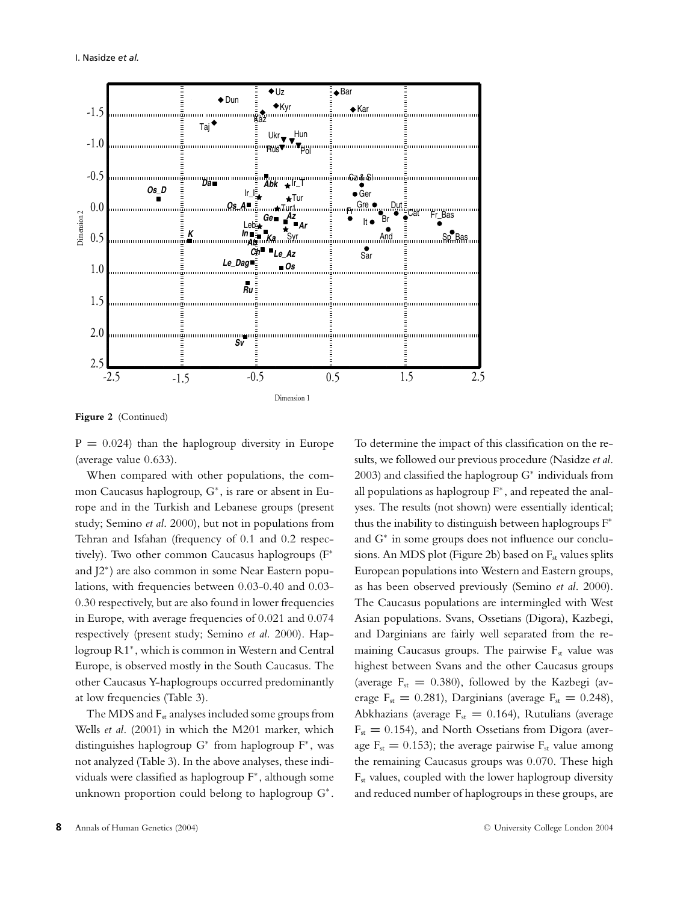**Figure 2** (Continued)

$P = 0.024$) than the haplogroup diversity in Europe (average value 0.633).

When compared with other populations, the common Caucasus haplogroup, G*, is rare or absent in Europe and in the Turkish and Lebanese groups (present study; Semino *et al.* 2000), but not in populations from Tehran and Isfahan (frequency of 0.1 and 0.2 respectively). Two other common Caucasus haplogroups (F* and J2*) are also common in some Near Eastern populations, with frequencies between 0.03-0.40 and 0.03-0.30 respectively, but are also found in lower frequencies in Europe, with average frequencies of 0.021 and 0.074 respectively (present study; Semino *et al.* 2000). Haplogroup R1*, which is common in Western and Central Europe, is observed mostly in the South Caucasus. The other Caucasus Y-haplogroups occurred predominantly at low frequencies (Table 3).

The MDS and $F_{st}$ analyses included some groups from Wells *et al.* (2001) in which the M201 marker, which distinguishes haplogroup G* from haplogroup F*, was not analyzed (Table 3). In the above analyses, these individuals were classified as haplogroup F*, although some unknown proportion could belong to haplogroup G*. To determine the impact of this classification on the results, we followed our previous procedure (Nasidze *et al.* 2003) and classified the haplogroup G* individuals from all populations as haplogroup F*, and repeated the analyses. The results (not shown) were essentially identical; thus the inability to distinguish between haplogroups F* and G* in some groups does not influence our conclusions. An MDS plot (Figure 2b) based on $F_{st}$ values splits European populations into Western and Eastern groups, as has been observed previously (Semino *et al.* 2000). The Caucasus populations are intermingled with West Asian populations. Svans, Ossetians (Digora), Kazbegi, and Darginians are fairly well separated from the remaining Caucasus groups. The pairwise $F_{st}$ value was highest between Svans and the other Caucasus groups (average $F_{st} = 0.380$), followed by the Kazbegi (average $F_{st} = 0.281$), Darginians (average $F_{st} = 0.248$), Abkhazians (average $F_{st} = 0.164$), Rutulians (average $F_{st} = 0.154$), and North Ossetians from Digora (average $F_{st} = 0.153$); the average pairwise $F_{st}$ value among the remaining Caucasus groups was 0.070. These high $F_{st}$ values, coupled with the lower haplogroup diversity and reduced number of haplogroups in these groups, are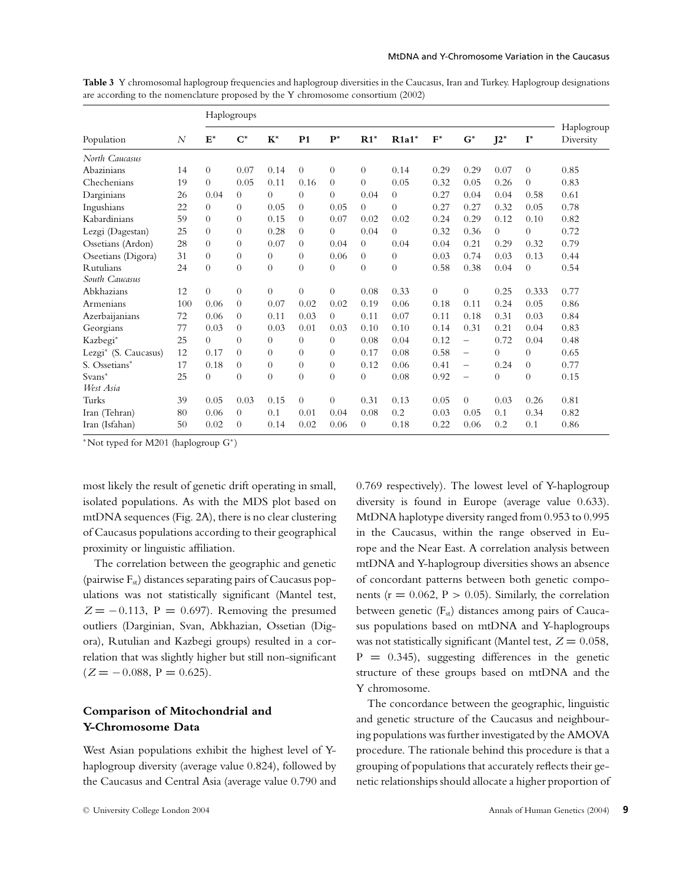**Table 3** Y chromosomal haplogroup frequencies and haplogroup diversities in the Caucasus, Iran and Turkey. Haplogroup designations are according to the nomenclature proposed by the Y chromosome consortium (2002)

| Population | N | Haplogroups | | | | | | | | | | | Haplogroup Diversity |
|---|---|---|---|---|---|---|---|---|---|---|---|---|---|
| | | E* | C* | K* | P1 | P* | R1* | R1a1* | F* | G* | J2* | I* | |
| *North Caucasus* | | | | | | | | | | | | | |
| Abazinians | 14 | 0 | 0.07 | 0.14 | 0 | 0 | 0 | 0.14 | 0.29 | 0.29 | 0.07 | 0 | 0.85 |
| Chechenians | 19 | 0 | 0.05 | 0.11 | 0.16 | 0 | 0 | 0.05 | 0.32 | 0.05 | 0.26 | 0 | 0.83 |
| Darginians | 26 | 0.04 | 0 | 0 | 0 | 0 | 0.04 | 0 | 0.27 | 0.04 | 0.04 | 0.58 | 0.61 |
| Ingushians | 22 | 0 | 0 | 0.05 | 0 | 0.05 | 0 | 0 | 0.27 | 0.27 | 0.32 | 0.05 | 0.78 |
| Kabardinians | 59 | 0 | 0 | 0.15 | 0 | 0.07 | 0.02 | 0.02 | 0.24 | 0.29 | 0.12 | 0.10 | 0.82 |
| Lezgi (Dagestan) | 25 | 0 | 0 | 0.28 | 0 | 0 | 0.04 | 0 | 0.32 | 0.36 | 0 | 0 | 0.72 |
| Ossetians (Ardon) | 28 | 0 | 0 | 0.07 | 0 | 0.04 | 0 | 0.04 | 0.04 | 0.21 | 0.29 | 0.32 | 0.79 |
| Oseetians (Digora) | 31 | 0 | 0 | 0 | 0 | 0.06 | 0 | 0 | 0.03 | 0.74 | 0.03 | 0.13 | 0.44 |
| Rutulians | 24 | 0 | 0 | 0 | 0 | 0 | 0 | 0 | 0.58 | 0.38 | 0.04 | 0 | 0.54 |
| *South Caucasus* | | | | | | | | | | | | | |
| Abkhazians | 12 | 0 | 0 | 0 | 0 | 0 | 0.08 | 0.33 | 0 | 0 | 0.25 | 0.333 | 0.77 |
| Armenians | 100 | 0.06 | 0 | 0.07 | 0.02 | 0.02 | 0.19 | 0.06 | 0.18 | 0.11 | 0.24 | 0.05 | 0.86 |
| Azerbaijanians | 72 | 0.06 | 0 | 0.11 | 0.03 | 0 | 0.11 | 0.07 | 0.11 | 0.18 | 0.31 | 0.03 | 0.84 |
| Georgians | 77 | 0.03 | 0 | 0.03 | 0.01 | 0.03 | 0.10 | 0.10 | 0.14 | 0.31 | 0.21 | 0.04 | 0.83 |
| Kazbegi* | 25 | 0 | 0 | 0 | 0 | 0 | 0.08 | 0.04 | 0.12 | – | 0.72 | 0.04 | 0.48 |
| Lezgi* (S. Caucasus) | 12 | 0.17 | 0 | 0 | 0 | 0 | 0.17 | 0.08 | 0.58 | – | 0 | 0 | 0.65 |
| S. Ossetians* | 17 | 0.18 | 0 | 0 | 0 | 0 | 0.12 | 0.06 | 0.41 | – | 0.24 | 0 | 0.77 |
| Svans* | 25 | 0 | 0 | 0 | 0 | 0 | 0 | 0.08 | 0.92 | – | 0 | 0 | 0.15 |
| *West Asia* | | | | | | | | | | | | | |
| Turks | 39 | 0.05 | 0.03 | 0.15 | 0 | 0 | 0.31 | 0.13 | 0.05 | 0 | 0.03 | 0.26 | 0.81 |
| Iran (Tehran) | 80 | 0.06 | 0 | 0.1 | 0.01 | 0.04 | 0.08 | 0.2 | 0.03 | 0.05 | 0.1 | 0.34 | 0.82 |
| Iran (Isfahan) | 50 | 0.02 | 0 | 0.14 | 0.02 | 0.06 | 0 | 0.18 | 0.22 | 0.06 | 0.2 | 0.1 | 0.86 |

*Not typed for M201 (haplogroup G*)

most likely the result of genetic drift operating in small, isolated populations. As with the MDS plot based on mtDNA sequences (Fig. 2A), there is no clear clustering of Caucasus populations according to their geographical proximity or linguistic affiliation.

The correlation between the geographic and genetic (pairwise $F_{st}$) distances separating pairs of Caucasus populations was not statistically significant (Mantel test, $Z = -0.113$, $P = 0.697$). Removing the presumed outliers (Darginian, Svan, Abkhazian, Ossetian (Digora), Rutulian and Kazbegi groups) resulted in a correlation that was slightly higher but still non-significant ($Z = -0.088$, $P = 0.625$).

## Comparison of Mitochondrial and Y-Chromosome Data

West Asian populations exhibit the highest level of Y-haplogroup diversity (average value 0.824), followed by the Caucasus and Central Asia (average value 0.790 and 0.769 respectively). The lowest level of Y-haplogroup diversity is found in Europe (average value 0.633). MtDNA haplotype diversity ranged from 0.953 to 0.995 in the Caucasus, within the range observed in Europe and the Near East. A correlation analysis between mtDNA and Y-haplogroup diversities shows an absence of concordant patterns between both genetic components ($r = 0.062$, $P > 0.05$). Similarly, the correlation between genetic ($F_{st}$) distances among pairs of Caucasus populations based on mtDNA and Y-haplogroups was not statistically significant (Mantel test, $Z = 0.058$, $P = 0.345$), suggesting differences in the genetic structure of these groups based on mtDNA and the Y chromosome.

The concordance between the geographic, linguistic and genetic structure of the Caucasus and neighbouring populations was further investigated by the AMOVA procedure. The rationale behind this procedure is that a grouping of populations that accurately reflects their genetic relationships should allocate a higher proportion of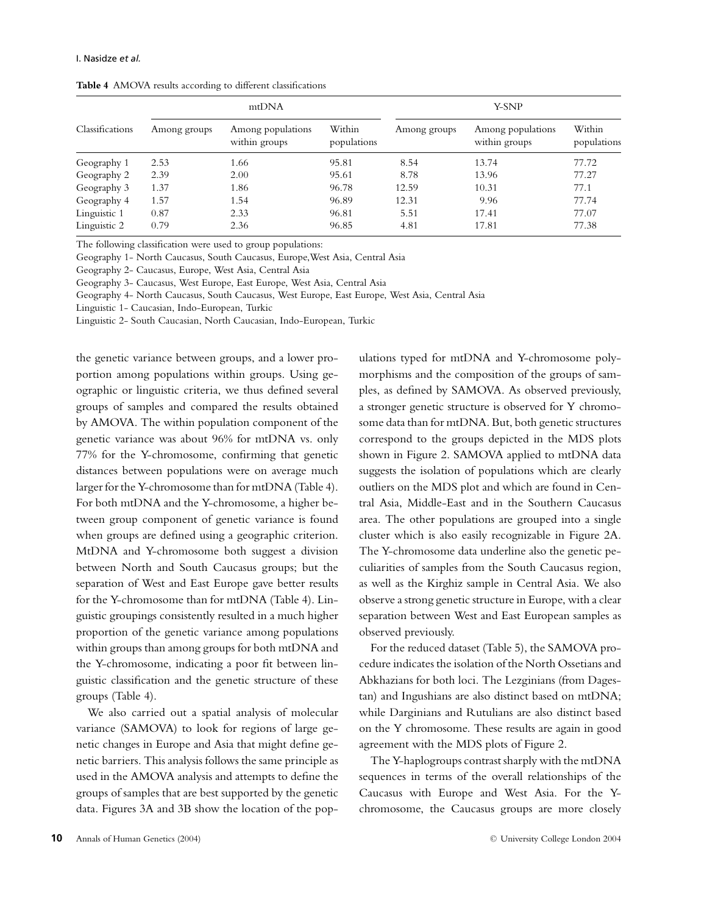**Table 4** AMOVA results according to different classifications

| Classifications | mtDNA | | | Y-SNP | | |
|---|---|---|---|---|---|---|
| | Among groups | Among populations within groups | Within populations | Among groups | Among populations within groups | Within populations |
| Geography 1 | 2.53 | 1.66 | 95.81 | 8.54 | 13.74 | 77.72 |
| Geography 2 | 2.39 | 2.00 | 95.61 | 8.78 | 13.96 | 77.27 |
| Geography 3 | 1.37 | 1.86 | 96.78 | 12.59 | 10.31 | 77.1 |
| Geography 4 | 1.57 | 1.54 | 96.89 | 12.31 | 9.96 | 77.74 |
| Linguistic 1 | 0.87 | 2.33 | 96.81 | 5.51 | 17.41 | 77.07 |
| Linguistic 2 | 0.79 | 2.36 | 96.85 | 4.81 | 17.81 | 77.38 |

The following classification were used to group populations:

Geography 1- North Caucasus, South Caucasus, Europe,West Asia, Central Asia

Geography 2- Caucasus, Europe, West Asia, Central Asia

Geography 3- Caucasus, West Europe, East Europe, West Asia, Central Asia

Geography 4- North Caucasus, South Caucasus, West Europe, East Europe, West Asia, Central Asia

Linguistic 1- Caucasian, Indo-European, Turkic

Linguistic 2- South Caucasian, North Caucasian, Indo-European, Turkic

the genetic variance between groups, and a lower proportion among populations within groups. Using geographic or linguistic criteria, we thus defined several groups of samples and compared the results obtained by AMOVA. The within population component of the genetic variance was about 96% for mtDNA vs. only 77% for the Y-chromosome, confirming that genetic distances between populations were on average much larger for the Y-chromosome than for mtDNA (Table 4). For both mtDNA and the Y-chromosome, a higher between group component of genetic variance is found when groups are defined using a geographic criterion. MtDNA and Y-chromosome both suggest a division between North and South Caucasus groups; but the separation of West and East Europe gave better results for the Y-chromosome than for mtDNA (Table 4). Linguistic groupings consistently resulted in a much higher proportion of the genetic variance among populations within groups than among groups for both mtDNA and the Y-chromosome, indicating a poor fit between linguistic classification and the genetic structure of these groups (Table 4).

We also carried out a spatial analysis of molecular variance (SAMOVA) to look for regions of large genetic changes in Europe and Asia that might define genetic barriers. This analysis follows the same principle as used in the AMOVA analysis and attempts to define the groups of samples that are best supported by the genetic data. Figures 3A and 3B show the location of the populations typed for mtDNA and Y-chromosome polymorphisms and the composition of the groups of samples, as defined by SAMOVA. As observed previously, a stronger genetic structure is observed for Y chromosome data than for mtDNA. But, both genetic structures correspond to the groups depicted in the MDS plots shown in Figure 2. SAMOVA applied to mtDNA data suggests the isolation of populations which are clearly outliers on the MDS plot and which are found in Central Asia, Middle-East and in the Southern Caucasus area. The other populations are grouped into a single cluster which is also easily recognizable in Figure 2A. The Y-chromosome data underline also the genetic peculiarities of samples from the South Caucasus region, as well as the Kirghiz sample in Central Asia. We also observe a strong genetic structure in Europe, with a clear separation between West and East European samples as observed previously.

For the reduced dataset (Table 5), the SAMOVA procedure indicates the isolation of the North Ossetians and Abkhazians for both loci. The Lezginians (from Dagestan) and Ingushians are also distinct based on mtDNA; while Darginians and Rutulians are also distinct based on the Y chromosome. These results are again in good agreement with the MDS plots of Figure 2.

The Y-haplogroups contrast sharply with the mtDNA sequences in terms of the overall relationships of the Caucasus with Europe and West Asia. For the Y-chromosome, the Caucasus groups are more closely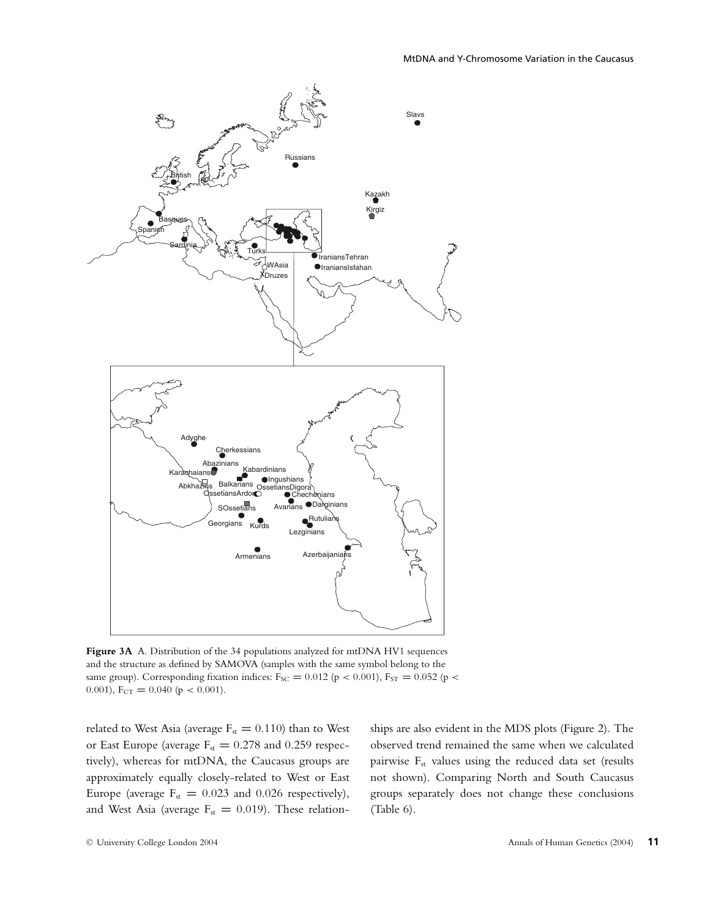**Figure 3A** A. Distribution of the 34 populations analyzed for mtDNA HV1 sequences and the structure as defined by SAMOVA (samples with the same symbol belong to the same group). Corresponding fixation indices: $F_{SC} = 0.012$ ($p < 0.001$), $F_{ST} = 0.052$ ($p < 0.001$), $F_{CT} = 0.040$ ($p < 0.001$).

related to West Asia (average $F_{st} = 0.110$) than to West or East Europe (average $F_{st} = 0.278$ and $0.259$ respectively), whereas for mtDNA, the Caucasus groups are approximately equally closely-related to West or East Europe (average $F_{st} = 0.023$ and $0.026$ respectively), and West Asia (average $F_{st} = 0.019$). These relationships are also evident in the MDS plots (Figure 2). The observed trend remained the same when we calculated pairwise $F_{st}$ values using the reduced data set (results not shown). Comparing North and South Caucasus groups separately does not change these conclusions (Table 6).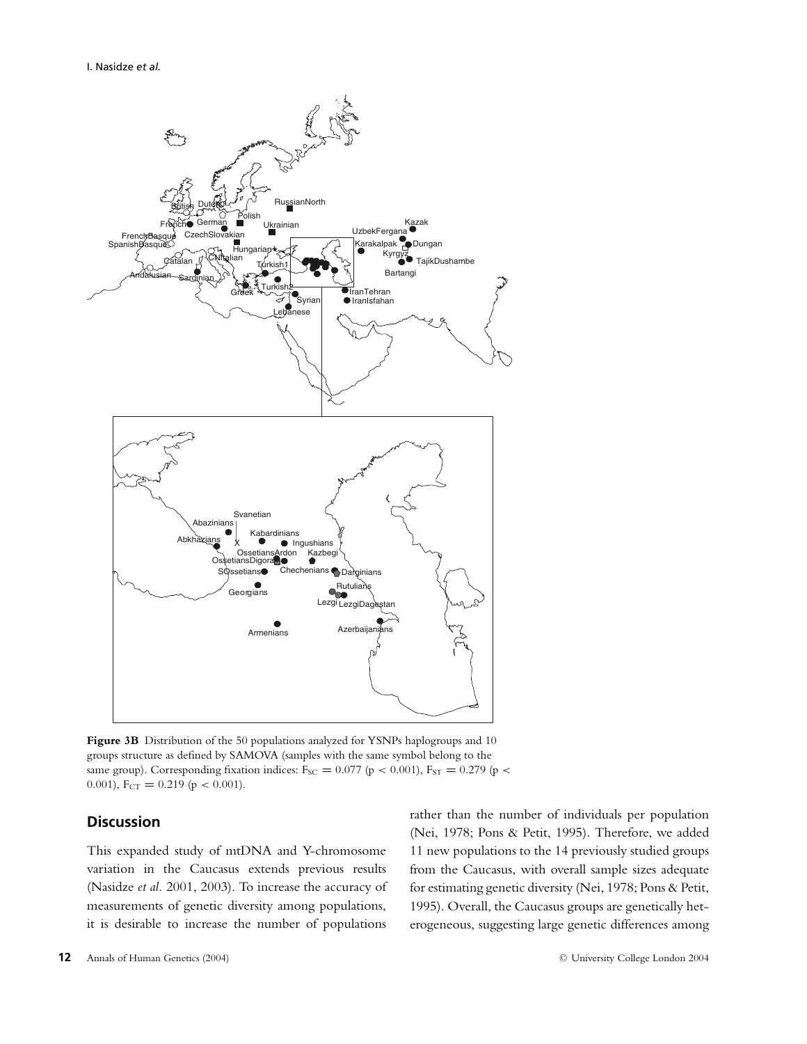**Figure 3B** Distribution of the 50 populations analyzed for YSNPs haplogroups and 10 groups structure as defined by SAMOVA (samples with the same symbol belong to the same group). Corresponding fixation indices: $F_{SC} = 0.077$ ($p < 0.001$), $F_{ST} = 0.279$ ($p < 0.001$), $F_{CT} = 0.219$ ($p < 0.001$).

## Discussion

This expanded study of mtDNA and Y-chromosome variation in the Caucasus extends previous results (Nasidze *et al.* 2001, 2003). To increase the accuracy of measurements of genetic diversity among populations, it is desirable to increase the number of populations rather than the number of individuals per population (Nei, 1978; Pons & Petit, 1995). Therefore, we added 11 new populations to the 14 previously studied groups from the Caucasus, with overall sample sizes adequate for estimating genetic diversity (Nei, 1978; Pons & Petit, 1995). Overall, the Caucasus groups are genetically heterogeneous, suggesting large genetic differences among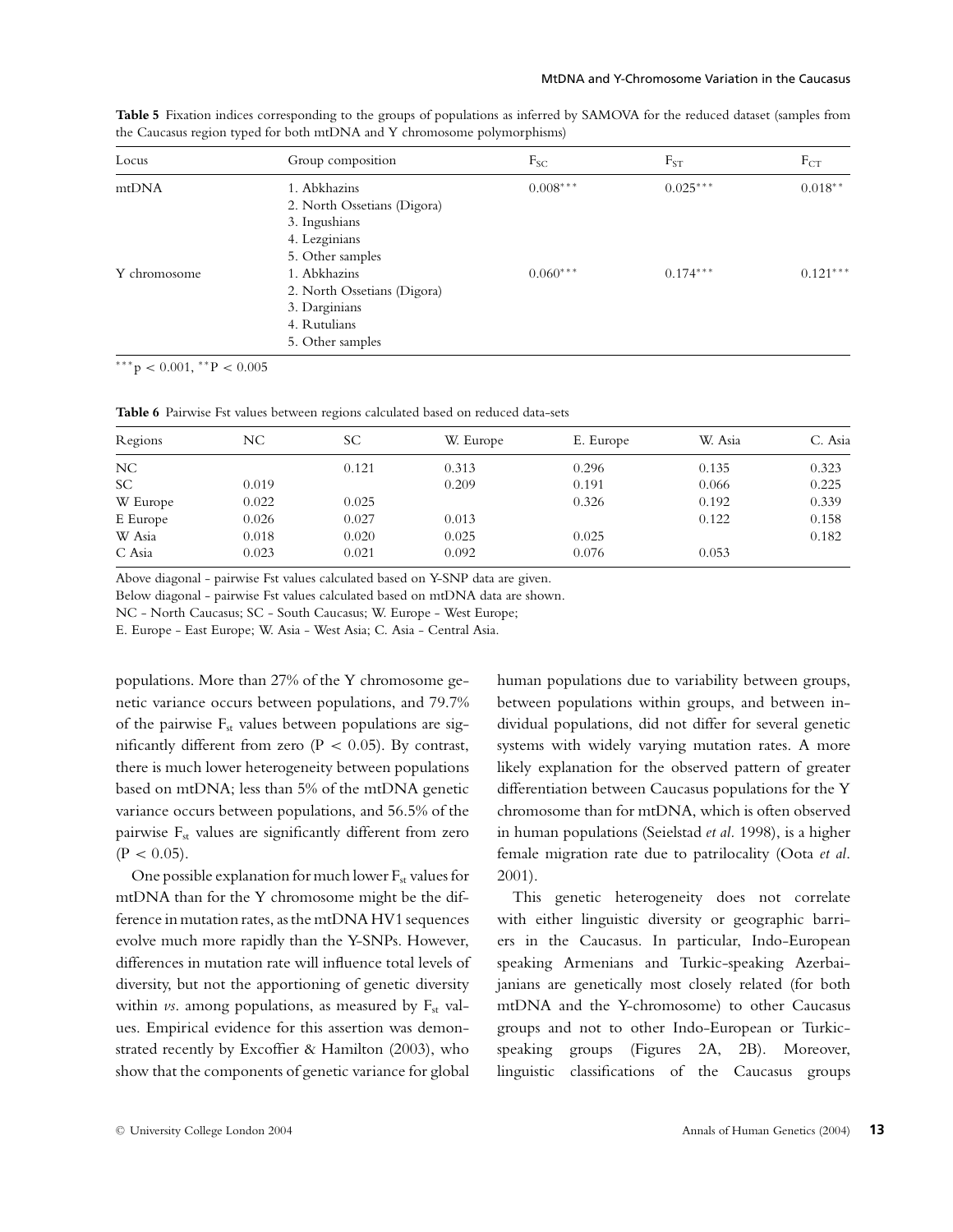**Table 5** Fixation indices corresponding to the groups of populations as inferred by SAMOVA for the reduced dataset (samples from the Caucasus region typed for both mtDNA and Y chromosome polymorphisms)

| Locus | Group composition | $F_{SC}$ | $F_{ST}$ | $F_{CT}$ |
|---|---|---|---|---|
| mtDNA | 1. Abkhazins<br>2. North Ossetians (Digora)<br>3. Ingushians<br>4. Lezginians<br>5. Other samples | $0.008^{***}$ | $0.025^{***}$ | $0.018^{**}$ |
| Y chromosome | 1. Abkhazins<br>2. North Ossetians (Digora)<br>3. Darginians<br>4. Rutulians<br>5. Other samples | $0.060^{***}$ | $0.174^{***}$ | $0.121^{***}$ |

$^{***}p < 0.001$, $^{**}P < 0.005$

**Table 6** Pairwise Fst values between regions calculated based on reduced data-sets

| Regions | NC | SC | W. Europe | E. Europe | W. Asia | C. Asia |
|---|---|---|---|---|---|---|
| NC | | 0.121 | 0.313 | 0.296 | 0.135 | 0.323 |
| SC | 0.019 | | 0.209 | 0.191 | 0.066 | 0.225 |
| W Europe | 0.022 | 0.025 | | 0.326 | 0.192 | 0.339 |
| E Europe | 0.026 | 0.027 | 0.013 | | 0.122 | 0.158 |
| W Asia | 0.018 | 0.020 | 0.025 | 0.025 | | 0.182 |
| C Asia | 0.023 | 0.021 | 0.092 | 0.076 | 0.053 | |

Above diagonal - pairwise Fst values calculated based on Y-SNP data are given.

Below diagonal - pairwise Fst values calculated based on mtDNA data are shown.

NC - North Caucasus; SC - South Caucasus; W. Europe - West Europe;

E. Europe - East Europe; W. Asia - West Asia; C. Asia - Central Asia.

populations. More than 27% of the Y chromosome genetic variance occurs between populations, and 79.7% of the pairwise $F_{st}$ values between populations are significantly different from zero ($P < 0.05$). By contrast, there is much lower heterogeneity between populations based on mtDNA; less than 5% of the mtDNA genetic variance occurs between populations, and 56.5% of the pairwise $F_{st}$ values are significantly different from zero ($P < 0.05$).

One possible explanation for much lower $F_{st}$ values for mtDNA than for the Y chromosome might be the difference in mutation rates, as the mtDNA HV1 sequences evolve much more rapidly than the Y-SNPs. However, differences in mutation rate will influence total levels of diversity, but not the apportioning of genetic diversity within *vs.* among populations, as measured by $F_{st}$ values. Empirical evidence for this assertion was demonstrated recently by Excoffier & Hamilton (2003), who show that the components of genetic variance for global human populations due to variability between groups, between populations within groups, and between individual populations, did not differ for several genetic systems with widely varying mutation rates. A more likely explanation for the observed pattern of greater differentiation between Caucasus populations for the Y chromosome than for mtDNA, which is often observed in human populations (Seielstad *et al.* 1998), is a higher female migration rate due to patrilocality (Oota *et al.* 2001).

This genetic heterogeneity does not correlate with either linguistic diversity or geographic barriers in the Caucasus. In particular, Indo-European speaking Armenians and Turkic-speaking Azerbaijanians are genetically most closely related (for both mtDNA and the Y-chromosome) to other Caucasus groups and not to other Indo-European or Turkic-speaking groups (Figures 2A, 2B). Moreover, linguistic classifications of the Caucasus groups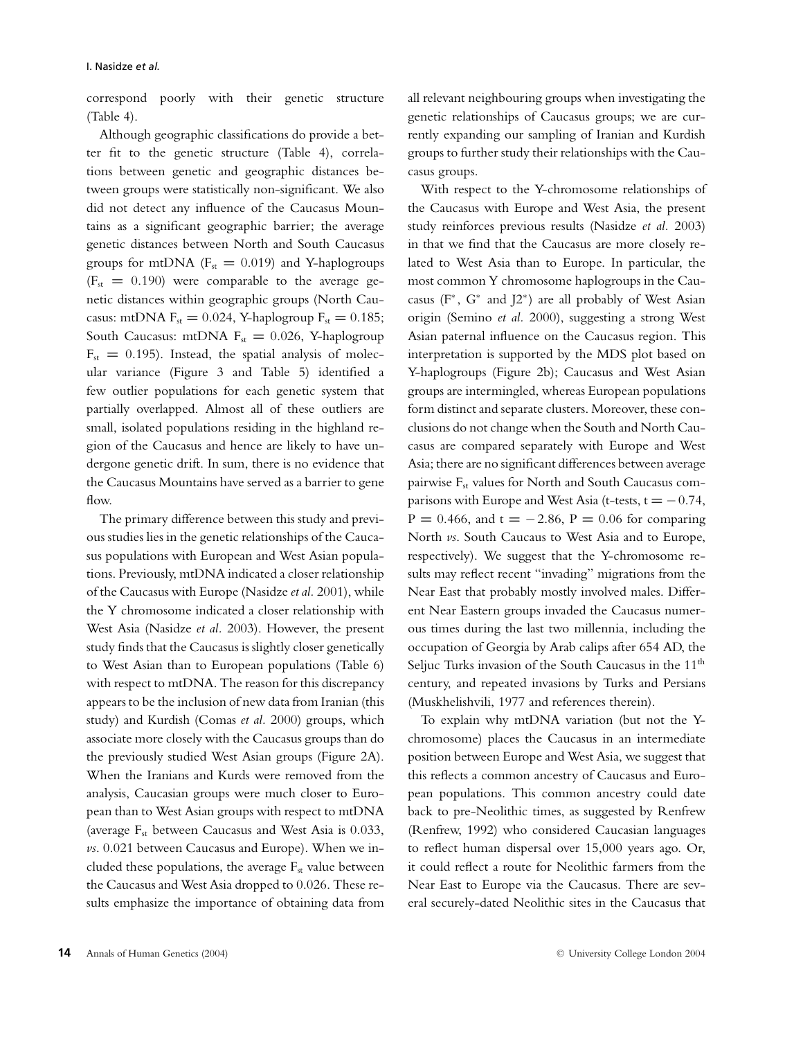correspond poorly with their genetic structure (Table 4).

Although geographic classifications do provide a better fit to the genetic structure (Table 4), correlations between genetic and geographic distances between groups were statistically non-significant. We also did not detect any influence of the Caucasus Mountains as a significant geographic barrier; the average genetic distances between North and South Caucasus groups for mtDNA ($F_{st} = 0.019$) and Y-haplogroups ($F_{st} = 0.190$) were comparable to the average genetic distances within geographic groups (North Caucasus: mtDNA $F_{st} = 0.024$, Y-haplogroup $F_{st} = 0.185$; South Caucasus: mtDNA $F_{st} = 0.026$, Y-haplogroup $F_{st} = 0.195$). Instead, the spatial analysis of molecular variance (Figure 3 and Table 5) identified a few outlier populations for each genetic system that partially overlapped. Almost all of these outliers are small, isolated populations residing in the highland region of the Caucasus and hence are likely to have undergone genetic drift. In sum, there is no evidence that the Caucasus Mountains have served as a barrier to gene flow.

The primary difference between this study and previous studies lies in the genetic relationships of the Caucasus populations with European and West Asian populations. Previously, mtDNA indicated a closer relationship of the Caucasus with Europe (Nasidze *et al*. 2001), while the Y chromosome indicated a closer relationship with West Asia (Nasidze *et al.* 2003). However, the present study finds that the Caucasus is slightly closer genetically to West Asian than to European populations (Table 6) with respect to mtDNA. The reason for this discrepancy appears to be the inclusion of new data from Iranian (this study) and Kurdish (Comas *et al.* 2000) groups, which associate more closely with the Caucasus groups than do the previously studied West Asian groups (Figure 2A). When the Iranians and Kurds were removed from the analysis, Caucasian groups were much closer to European than to West Asian groups with respect to mtDNA (average $F_{st}$ between Caucasus and West Asia is 0.033, *vs*. 0.021 between Caucasus and Europe). When we included these populations, the average $F_{st}$ value between the Caucasus and West Asia dropped to 0.026. These results emphasize the importance of obtaining data from all relevant neighbouring groups when investigating the genetic relationships of Caucasus groups; we are currently expanding our sampling of Iranian and Kurdish groups to further study their relationships with the Caucasus groups.

With respect to the Y-chromosome relationships of the Caucasus with Europe and West Asia, the present study reinforces previous results (Nasidze *et al.* 2003) in that we find that the Caucasus are more closely related to West Asia than to Europe. In particular, the most common Y chromosome haplogroups in the Caucasus ($F^*$, $G^*$ and $J2^*$) are all probably of West Asian origin (Semino *et al.* 2000), suggesting a strong West Asian paternal influence on the Caucasus region. This interpretation is supported by the MDS plot based on Y-haplogroups (Figure 2b); Caucasus and West Asian groups are intermingled, whereas European populations form distinct and separate clusters. Moreover, these conclusions do not change when the South and North Caucasus are compared separately with Europe and West Asia; there are no significant differences between average pairwise $F_{st}$ values for North and South Caucasus comparisons with Europe and West Asia (t-tests, $t = -0.74$, $P = 0.466$, and $t = -2.86$, $P = 0.06$ for comparing North *vs*. South Caucaus to West Asia and to Europe, respectively). We suggest that the Y-chromosome results may reflect recent "invading" migrations from the Near East that probably mostly involved males. Different Near Eastern groups invaded the Caucasus numerous times during the last two millennia, including the occupation of Georgia by Arab calips after 654 AD, the Seljuc Turks invasion of the South Caucasus in the 11th century, and repeated invasions by Turks and Persians (Muskhelishvili, 1977 and references therein).

To explain why mtDNA variation (but not the Y-chromosome) places the Caucasus in an intermediate position between Europe and West Asia, we suggest that this reflects a common ancestry of Caucasus and European populations. This common ancestry could date back to pre-Neolithic times, as suggested by Renfrew (Renfrew, 1992) who considered Caucasian languages to reflect human dispersal over 15,000 years ago. Or, it could reflect a route for Neolithic farmers from the Near East to Europe via the Caucasus. There are several securely-dated Neolithic sites in the Caucasus that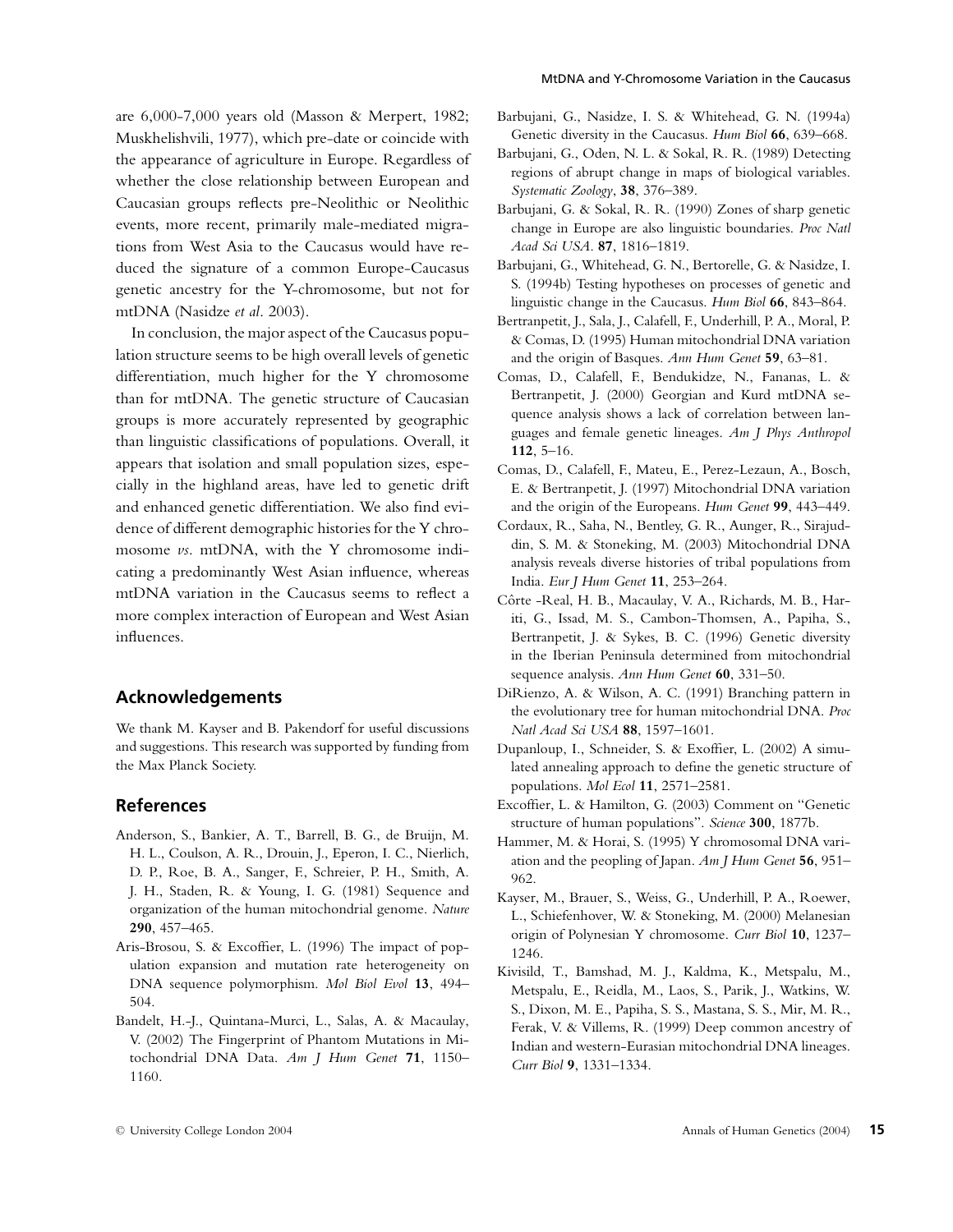are 6,000-7,000 years old (Masson & Merpert, 1982; Muskhelishvili, 1977), which pre-date or coincide with the appearance of agriculture in Europe. Regardless of whether the close relationship between European and Caucasian groups reflects pre-Neolithic or Neolithic events, more recent, primarily male-mediated migrations from West Asia to the Caucasus would have reduced the signature of a common Europe-Caucasus genetic ancestry for the Y-chromosome, but not for mtDNA (Nasidze *et al*. 2003).

In conclusion, the major aspect of the Caucasus population structure seems to be high overall levels of genetic differentiation, much higher for the Y chromosome than for mtDNA. The genetic structure of Caucasian groups is more accurately represented by geographic than linguistic classifications of populations. Overall, it appears that isolation and small population sizes, especially in the highland areas, have led to genetic drift and enhanced genetic differentiation. We also find evidence of different demographic histories for the Y chromosome *vs*. mtDNA, with the Y chromosome indicating a predominantly West Asian influence, whereas mtDNA variation in the Caucasus seems to reflect a more complex interaction of European and West Asian influences.

## Acknowledgements

We thank M. Kayser and B. Pakendorf for useful discussions and suggestions. This research was supported by funding from the Max Planck Society.

## References

Anderson, S., Bankier, A. T., Barrell, B. G., de Bruijn, M. H. L., Coulson, A. R., Drouin, J., Eperon, I. C., Nierlich, D. P., Roe, B. A., Sanger, F., Schreier, P. H., Smith, A. J. H., Staden, R. & Young, I. G. (1981) Sequence and organization of the human mitochondrial genome. *Nature* **290**, 457–465.

Aris-Brosou, S. & Excoffier, L. (1996) The impact of population expansion and mutation rate heterogeneity on DNA sequence polymorphism. *Mol Biol Evol* **13**, 494–504.

Bandelt, H.-J., Quintana-Murci, L., Salas, A. & Macaulay, V. (2002) The Fingerprint of Phantom Mutations in Mitochondrial DNA Data. *Am J Hum Genet* **71**, 1150–1160.

Barbujani, G., Nasidze, I. S. & Whitehead, G. N. (1994a) Genetic diversity in the Caucasus. *Hum Biol* **66**, 639–668.

Barbujani, G., Oden, N. L. & Sokal, R. R. (1989) Detecting regions of abrupt change in maps of biological variables. *Systematic Zoology*, **38**, 376–389.

Barbujani, G. & Sokal, R. R. (1990) Zones of sharp genetic change in Europe are also linguistic boundaries. *Proc Natl Acad Sci USA*. **87**, 1816–1819.

Barbujani, G., Whitehead, G. N., Bertorelle, G. & Nasidze, I. S. (1994b) Testing hypotheses on processes of genetic and linguistic change in the Caucasus. *Hum Biol* **66**, 843–864.

Bertranpetit, J., Sala, J., Calafell, F., Underhill, P. A., Moral, P. & Comas, D. (1995) Human mitochondrial DNA variation and the origin of Basques. *Ann Hum Genet* **59**, 63–81.

Comas, D., Calafell, F., Bendukidze, N., Fananas, L. & Bertranpetit, J. (2000) Georgian and Kurd mtDNA sequence analysis shows a lack of correlation between languages and female genetic lineages. *Am J Phys Anthropol* **112**, 5–16.

Comas, D., Calafell, F., Mateu, E., Perez-Lezaun, A., Bosch, E. & Bertranpetit, J. (1997) Mitochondrial DNA variation and the origin of the Europeans. *Hum Genet* **99**, 443–449.

Cordaux, R., Saha, N., Bentley, G. R., Aunger, R., Sirajuddin, S. M. & Stoneking, M. (2003) Mitochondrial DNA analysis reveals diverse histories of tribal populations from India. *Eur J Hum Genet* **11**, 253–264.

Côrte -Real, H. B., Macaulay, V. A., Richards, M. B., Hariti, G., Issad, M. S., Cambon-Thomsen, A., Papiha, S., Bertranpetit, J. & Sykes, B. C. (1996) Genetic diversity in the Iberian Peninsula determined from mitochondrial sequence analysis. *Ann Hum Genet* **60**, 331–50.

DiRienzo, A. & Wilson, A. C. (1991) Branching pattern in the evolutionary tree for human mitochondrial DNA. *Proc Natl Acad Sci USA* **88**, 1597–1601.

Dupanloup, I., Schneider, S. & Exoffier, L. (2002) A simulated annealing approach to define the genetic structure of populations. *Mol Ecol* **11**, 2571–2581.

Excoffier, L. & Hamilton, G. (2003) Comment on "Genetic structure of human populations". *Science* **300**, 1877b.

Hammer, M. & Horai, S. (1995) Y chromosomal DNA variation and the peopling of Japan. *Am J Hum Genet* **56**, 951–962.

Kayser, M., Brauer, S., Weiss, G., Underhill, P. A., Roewer, L., Schiefenhover, W. & Stoneking, M. (2000) Melanesian origin of Polynesian Y chromosome. *Curr Biol* **10**, 1237–1246.

Kivisild, T., Bamshad, M. J., Kaldma, K., Metspalu, M., Metspalu, E., Reidla, M., Laos, S., Parik, J., Watkins, W. S., Dixon, M. E., Papiha, S. S., Mastana, S. S., Mir, M. R., Ferak, V. & Villems, R. (1999) Deep common ancestry of Indian and western-Eurasian mitochondrial DNA lineages. *Curr Biol* **9**, 1331–1334.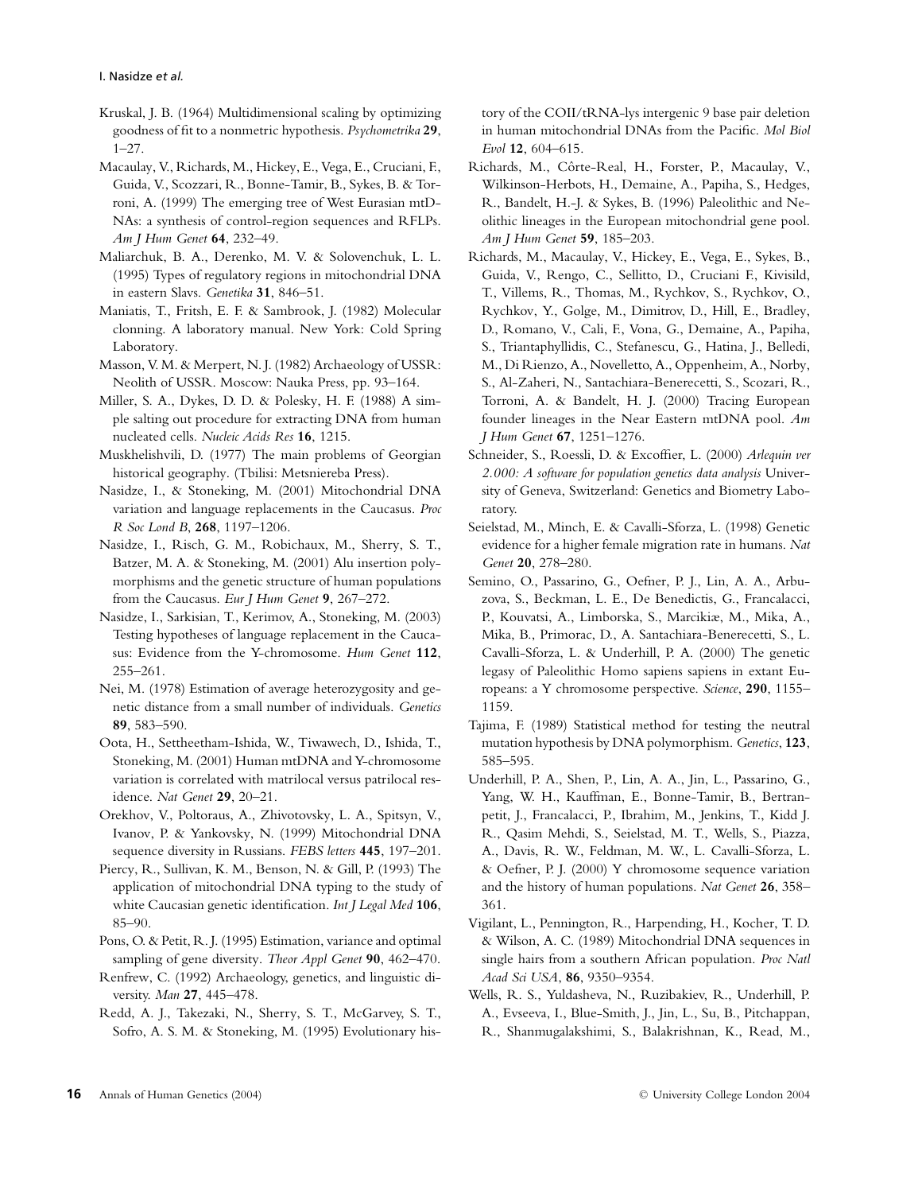Kruskal, J. B. (1964) Multidimensional scaling by optimizing goodness of fit to a nonmetric hypothesis. *Psychometrika* **29**, 1–27.

Macaulay, V., Richards, M., Hickey, E., Vega, E., Cruciani, F., Guida, V., Scozzari, R., Bonne-Tamir, B., Sykes, B. & Torroni, A. (1999) The emerging tree of West Eurasian mtDNAs: a synthesis of control-region sequences and RFLPs. *Am J Hum Genet* **64**, 232–49.

Maliarchuk, B. A., Derenko, M. V. & Solovenchuk, L. L. (1995) Types of regulatory regions in mitochondrial DNA in eastern Slavs. *Genetika* **31**, 846–51.

Maniatis, T., Fritsh, E. F. & Sambrook, J. (1982) Molecular clonning. A laboratory manual. New York: Cold Spring Laboratory.

Masson, V. M. & Merpert, N. J. (1982) Archaeology of USSR: Neolith of USSR. Moscow: Nauka Press, pp. 93–164.

Miller, S. A., Dykes, D. D. & Polesky, H. F. (1988) A simple salting out procedure for extracting DNA from human nucleated cells. *Nucleic Acids Res* **16**, 1215.

Muskhelishvili, D. (1977) The main problems of Georgian historical geography. (Tbilisi: Metsniereba Press).

Nasidze, I., & Stoneking, M. (2001) Mitochondrial DNA variation and language replacements in the Caucasus. *Proc R Soc Lond B*, **268**, 1197–1206.

Nasidze, I., Risch, G. M., Robichaux, M., Sherry, S. T., Batzer, M. A. & Stoneking, M. (2001) Alu insertion polymorphisms and the genetic structure of human populations from the Caucasus. *Eur J Hum Genet* **9**, 267–272.

Nasidze, I., Sarkisian, T., Kerimov, A., Stoneking, M. (2003) Testing hypotheses of language replacement in the Caucasus: Evidence from the Y-chromosome. *Hum Genet* **112**, 255–261.

Nei, M. (1978) Estimation of average heterozygosity and genetic distance from a small number of individuals. *Genetics* **89**, 583–590.

Oota, H., Settheetham-Ishida, W., Tiwawech, D., Ishida, T., Stoneking, M. (2001) Human mtDNA and Y-chromosome variation is correlated with matrilocal versus patrilocal residence. *Nat Genet* **29**, 20–21.

Orekhov, V., Poltoraus, A., Zhivotovsky, L. A., Spitsyn, V., Ivanov, P. & Yankovsky, N. (1999) Mitochondrial DNA sequence diversity in Russians. *FEBS letters* **445**, 197–201.

Piercy, R., Sullivan, K. M., Benson, N. & Gill, P. (1993) The application of mitochondrial DNA typing to the study of white Caucasian genetic identification. *Int J Legal Med* **106**, 85–90.

Pons, O. & Petit, R. J. (1995) Estimation, variance and optimal sampling of gene diversity. *Theor Appl Genet* **90**, 462–470.

Renfrew, C. (1992) Archaeology, genetics, and linguistic diversity. *Man* **27**, 445–478.

Redd, A. J., Takezaki, N., Sherry, S. T., McGarvey, S. T., Sofro, A. S. M. & Stoneking, M. (1995) Evolutionary history of the COII/tRNA-lys intergenic 9 base pair deletion in human mitochondrial DNAs from the Pacific. *Mol Biol Evol* **12**, 604–615.

Richards, M., Côrte-Real, H., Forster, P., Macaulay, V., Wilkinson-Herbots, H., Demaine, A., Papiha, S., Hedges, R., Bandelt, H.-J. & Sykes, B. (1996) Paleolithic and Neolithic lineages in the European mitochondrial gene pool. *Am J Hum Genet* **59**, 185–203.

Richards, M., Macaulay, V., Hickey, E., Vega, E., Sykes, B., Guida, V., Rengo, C., Sellitto, D., Cruciani F., Kivisild, T., Villems, R., Thomas, M., Rychkov, S., Rychkov, O., Rychkov, Y., Golge, M., Dimitrov, D., Hill, E., Bradley, D., Romano, V., Cali, F., Vona, G., Demaine, A., Papiha, S., Triantaphyllidis, C., Stefanescu, G., Hatina, J., Belledi, M., Di Rienzo, A., Novelletto, A., Oppenheim, A., Norby, S., Al-Zaheri, N., Santachiara-Benerecetti, S., Scozari, R., Torroni, A. & Bandelt, H. J. (2000) Tracing European founder lineages in the Near Eastern mtDNA pool. *Am J Hum Genet* **67**, 1251–1276.

Schneider, S., Roessli, D. & Excoffier, L. (2000) *Arlequin ver 2.000: A software for population genetics data analysis* University of Geneva, Switzerland: Genetics and Biometry Laboratory.

Seielstad, M., Minch, E. & Cavalli-Sforza, L. (1998) Genetic evidence for a higher female migration rate in humans. *Nat Genet* **20**, 278–280.

Semino, O., Passarino, G., Oefner, P. J., Lin, A. A., Arbuzova, S., Beckman, L. E., De Benedictis, G., Francalacci, P., Kouvatsi, A., Limborska, S., Marcikiæ, M., Mika, A., Mika, B., Primorac, D., A. Santachiara-Benerecetti, S., L. Cavalli-Sforza, L. & Underhill, P. A. (2000) The genetic legasy of Paleolithic Homo sapiens sapiens in extant Europeans: a Y chromosome perspective. *Science*, **290**, 1155–1159.

Tajima, F. (1989) Statistical method for testing the neutral mutation hypothesis by DNA polymorphism. *Genetics*, **123**, 585–595.

Underhill, P. A., Shen, P., Lin, A. A., Jin, L., Passarino, G., Yang, W. H., Kauffman, E., Bonne-Tamir, B., Bertranpetit, J., Francalacci, P., Ibrahim, M., Jenkins, T., Kidd J. R., Qasim Mehdi, S., Seielstad, M. T., Wells, S., Piazza, A., Davis, R. W., Feldman, M. W., L. Cavalli-Sforza, L. & Oefner, P. J. (2000) Y chromosome sequence variation and the history of human populations. *Nat Genet* **26**, 358–361.

Vigilant, L., Pennington, R., Harpending, H., Kocher, T. D. & Wilson, A. C. (1989) Mitochondrial DNA sequences in single hairs from a southern African population. *Proc Natl Acad Sci USA*, **86**, 9350–9354.

Wells, R. S., Yuldasheva, N., Ruzibakiev, R., Underhill, P. A., Evseeva, I., Blue-Smith, J., Jin, L., Su, B., Pitchappan, R., Shanmugalakshimi, S., Balakrishnan, K., Read, M.,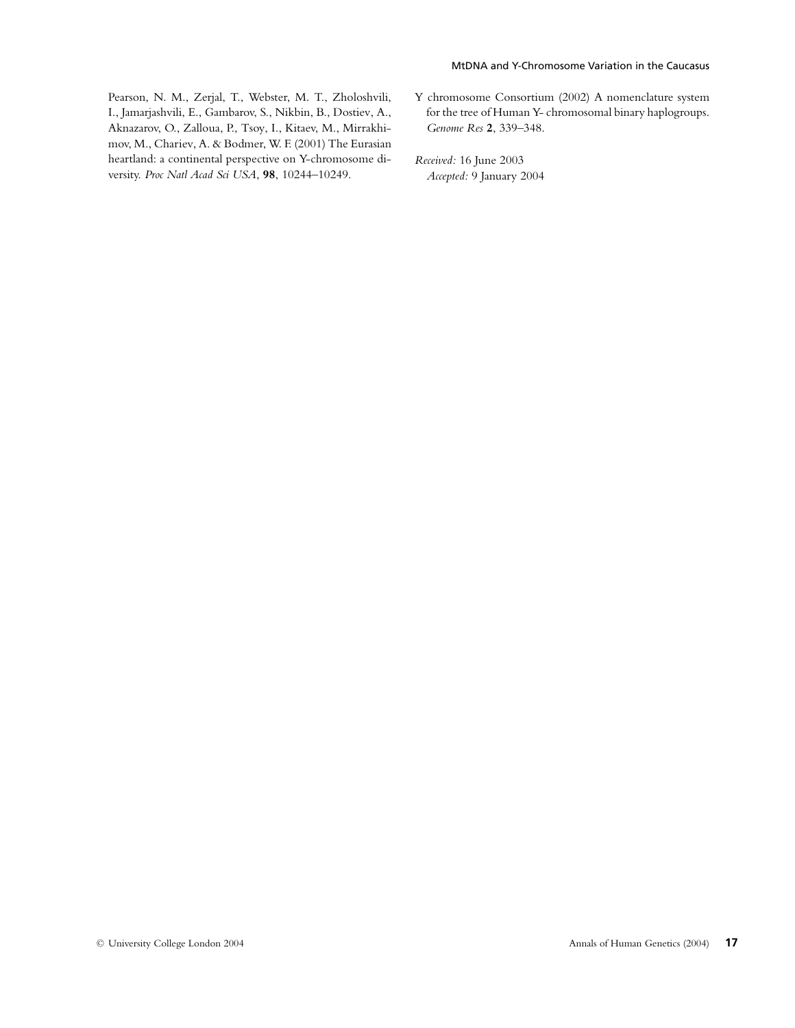Pearson, N. M., Zerjal, T., Webster, M. T., Zholoshvili, I., Jamarjashvili, E., Gambarov, S., Nikbin, B., Dostiev, A., Aknazarov, O., Zalloua, P., Tsoy, I., Kitaev, M., Mirrakhimov, M., Chariev, A. & Bodmer, W. F. (2001) The Eurasian heartland: a continental perspective on Y-chromosome diversity. *Proc Natl Acad Sci USA*, **98**, 10244–10249.

Y chromosome Consortium (2002) A nomenclature system for the tree of Human Y- chromosomal binary haplogroups. *Genome Res* **2**, 339–348.

*Received:* 16 June 2003
*Accepted:* 9 January 2004